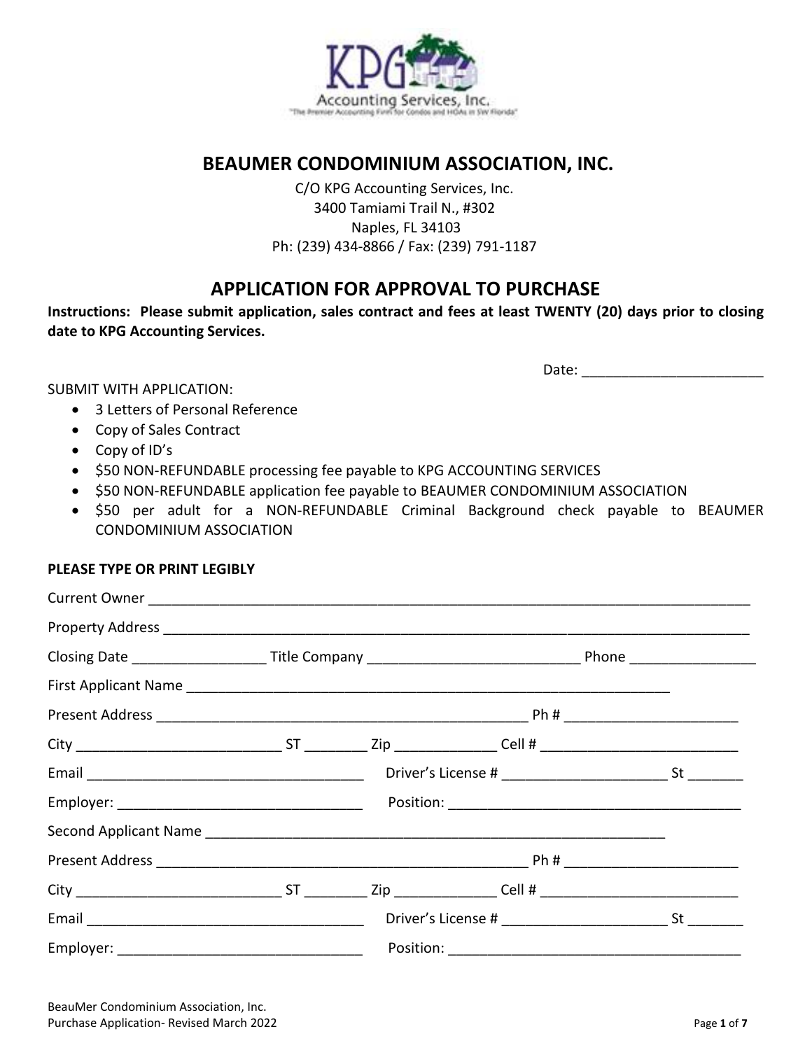# BEAUMER CONDOMINIUM ASSOCIATION, INC.

C/O KPG Accounting Services, Inc.
3400 Tamiami Trail N., #302
Naples, FL 34103
Ph: (239) 434-8866 / Fax: (239) 791-1187

## APPLICATION FOR APPROVAL TO PURCHASE

**Instructions: Please submit application, sales contract and fees at least TWENTY (20) days prior to closing date to KPG Accounting Services.**

Date: _______________________

SUBMIT WITH APPLICATION:

- 3 Letters of Personal Reference
- Copy of Sales Contract
- Copy of ID's
- $50 NON-REFUNDABLE processing fee payable to KPG ACCOUNTING SERVICES
- $50 NON-REFUNDABLE application fee payable to BEAUMER CONDOMINIUM ASSOCIATION
- $50 per adult for a NON-REFUNDABLE Criminal Background check payable to BEAUMER CONDOMINIUM ASSOCIATION

**PLEASE TYPE OR PRINT LEGIBLY**

Current Owner ______________________________________________________________________________

Property Address ____________________________________________________________________________

Closing Date _________________ Title Company ___________________________ Phone ________________

First Applicant Name _____________________________________________________________

Present Address _________________________________________________ Ph # ______________________

City __________________________ ST ________ Zip _____________ Cell # _________________________

Email ___________________________________ Driver's License # _____________________ St _______

Employer: _______________________________ Position: ______________________________________

Second Applicant Name ___________________________________________________________

Present Address _________________________________________________ Ph # ______________________

City __________________________ ST ________ Zip _____________ Cell # _________________________

Email ___________________________________ Driver's License # _____________________ St _______

Employer: _______________________________ Position: ______________________________________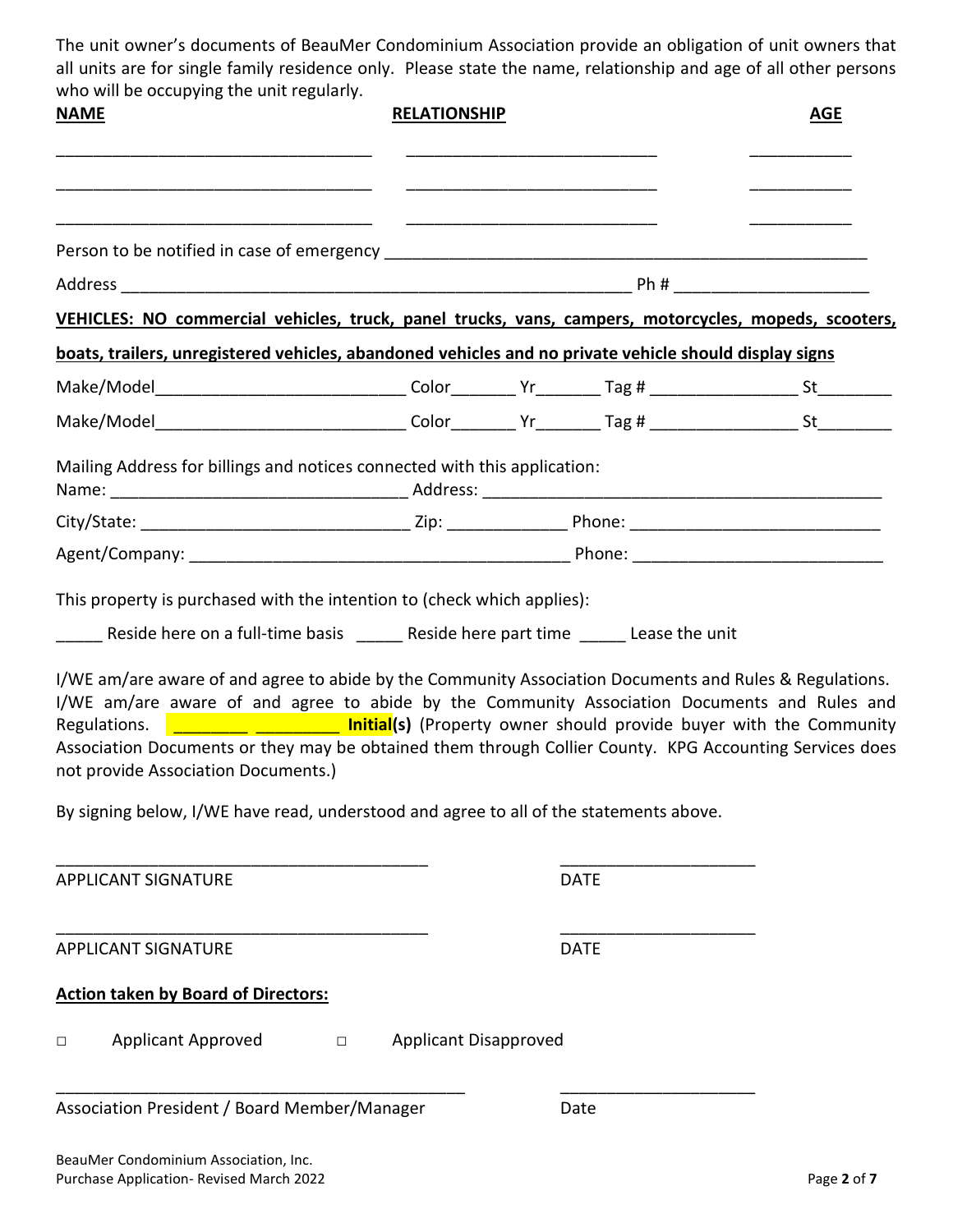The unit owner's documents of BeauMer Condominium Association provide an obligation of unit owners that all units are for single family residence only. Please state the name, relationship and age of all other persons who will be occupying the unit regularly.

| **NAME** | **RELATIONSHIP** | **AGE** |
|---|---|---|
| ______________________________ | ______________________________ | ___________ |
| ______________________________ | ______________________________ | ___________ |
| ______________________________ | ______________________________ | ___________ |

Person to be notified in case of emergency ______________________________________________________

Address _______________________________________________________ Ph # ____________________

**VEHICLES: NO commercial vehicles, truck, panel trucks, vans, campers, motorcycles, mopeds, scooters, boats, trailers, unregistered vehicles, abandoned vehicles and no private vehicle should display signs**

Make/Model__________________________ Color_______ Yr_______ Tag # _______________ St________

Make/Model__________________________ Color_______ Yr_______ Tag # _______________ St________

Mailing Address for billings and notices connected with this application:

Name: _______________________________ Address: ___________________________________________

City/State: ____________________________ Zip: _____________ Phone: __________________________

Agent/Company: _______________________________________ Phone: __________________________

This property is purchased with the intention to (check which applies):

_____ Reside here on a full-time basis _____ Reside here part time _____ Lease the unit

I/WE am/are aware of and agree to abide by the Community Association Documents and Rules & Regulations. I/WE am/are aware of and agree to abide by the Community Association Documents and Rules and Regulations. ________ ________ **Initial(s)** (Property owner should provide buyer with the Community Association Documents or they may be obtained them through Collier County. KPG Accounting Services does not provide Association Documents.)

By signing below, I/WE have read, understood and agree to all of the statements above.

_________________________________________ _____________________

APPLICANT SIGNATURE DATE

_________________________________________ _____________________

APPLICANT SIGNATURE DATE

**Action taken by Board of Directors:**

□ Applicant Approved □ Applicant Disapproved

_____________________________________________ _____________________

Association President / Board Member/Manager Date

BeauMer Condominium Association, Inc.
Purchase Application- Revised March 2022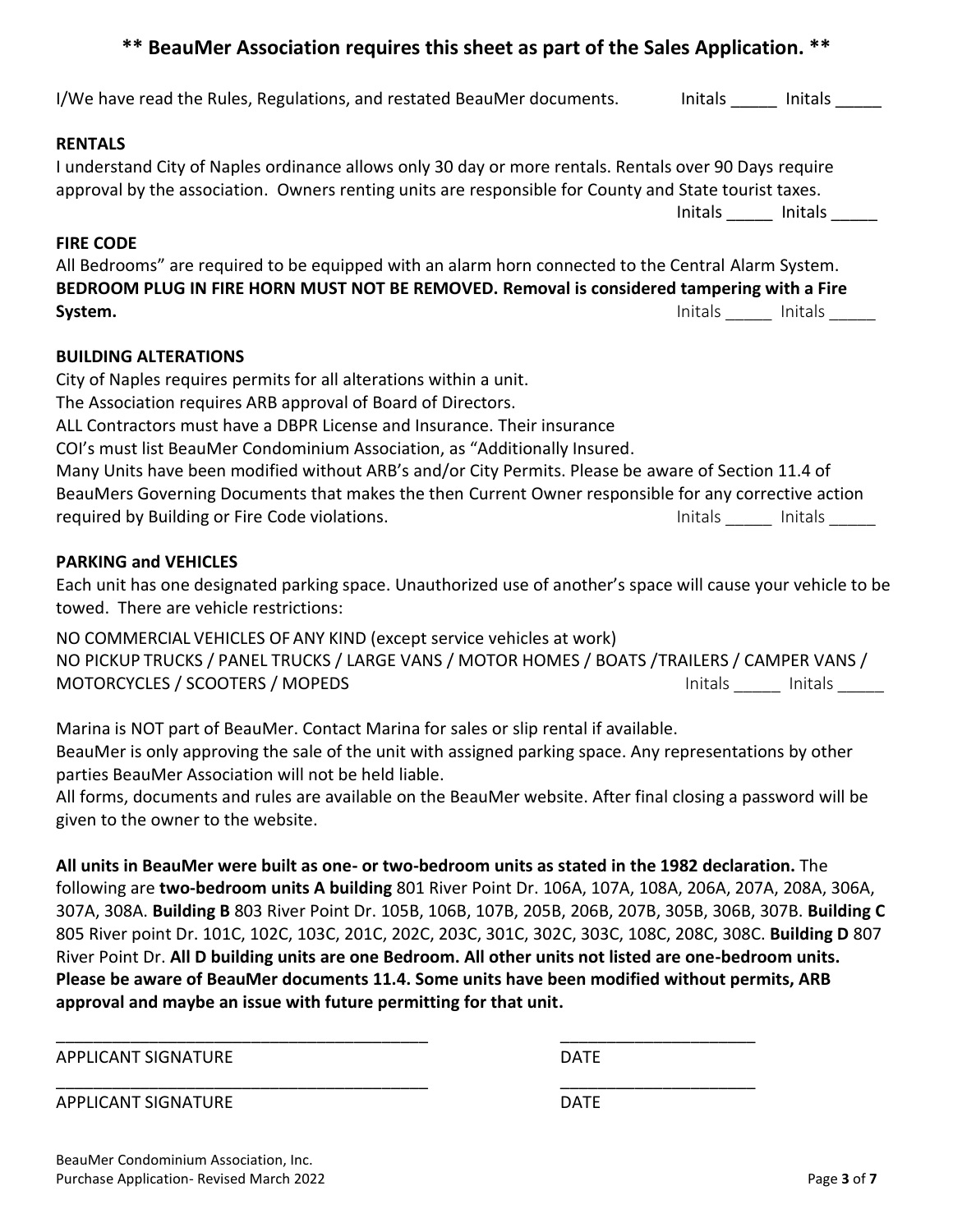## ** BeauMer Association requires this sheet as part of the Sales Application. **

I/We have read the Rules, Regulations, and restated BeauMer documents. Initals _____ Initals _____

**RENTALS**

I understand City of Naples ordinance allows only 30 day or more rentals. Rentals over 90 Days require approval by the association. Owners renting units are responsible for County and State tourist taxes.

Initals _____ Initals _____

**FIRE CODE**

All Bedrooms" are required to be equipped with an alarm horn connected to the Central Alarm System. **BEDROOM PLUG IN FIRE HORN MUST NOT BE REMOVED. Removal is considered tampering with a Fire System.** Initals _____ Initals _____

**BUILDING ALTERATIONS**

City of Naples requires permits for all alterations within a unit.
The Association requires ARB approval of Board of Directors.
ALL Contractors must have a DBPR License and Insurance. Their insurance COI's must list BeauMer Condominium Association, as "Additionally Insured.
Many Units have been modified without ARB's and/or City Permits. Please be aware of Section 11.4 of BeauMers Governing Documents that makes the then Current Owner responsible for any corrective action required by Building or Fire Code violations. Initals _____ Initals _____

**PARKING and VEHICLES**

Each unit has one designated parking space. Unauthorized use of another's space will cause your vehicle to be towed. There are vehicle restrictions:

NO COMMERCIAL VEHICLES OF ANY KIND (except service vehicles at work)
NO PICKUP TRUCKS / PANEL TRUCKS / LARGE VANS / MOTOR HOMES / BOATS /TRAILERS / CAMPER VANS / MOTORCYCLES / SCOOTERS / MOPEDS Initals _____ Initals _____

Marina is NOT part of BeauMer. Contact Marina for sales or slip rental if available.
BeauMer is only approving the sale of the unit with assigned parking space. Any representations by other parties BeauMer Association will not be held liable.
All forms, documents and rules are available on the BeauMer website. After final closing a password will be given to the owner to the website.

**All units in BeauMer were built as one- or two-bedroom units as stated in the 1982 declaration.** The following are **two-bedroom units A building** 801 River Point Dr. 106A, 107A, 108A, 206A, 207A, 208A, 306A, 307A, 308A. **Building B** 803 River Point Dr. 105B, 106B, 107B, 205B, 206B, 207B, 305B, 306B, 307B. **Building C** 805 River point Dr. 101C, 102C, 103C, 201C, 202C, 203C, 301C, 302C, 303C, 108C, 208C, 308C. **Building D** 807 River Point Dr. **All D building units are one Bedroom. All other units not listed are one-bedroom units. Please be aware of BeauMer documents 11.4. Some units have been modified without permits, ARB approval and maybe an issue with future permitting for that unit.**

_________________________________________ _____________________

APPLICANT SIGNATURE DATE

_________________________________________ _____________________

APPLICANT SIGNATURE DATE

BeauMer Condominium Association, Inc.
Purchase Application- Revised March 2022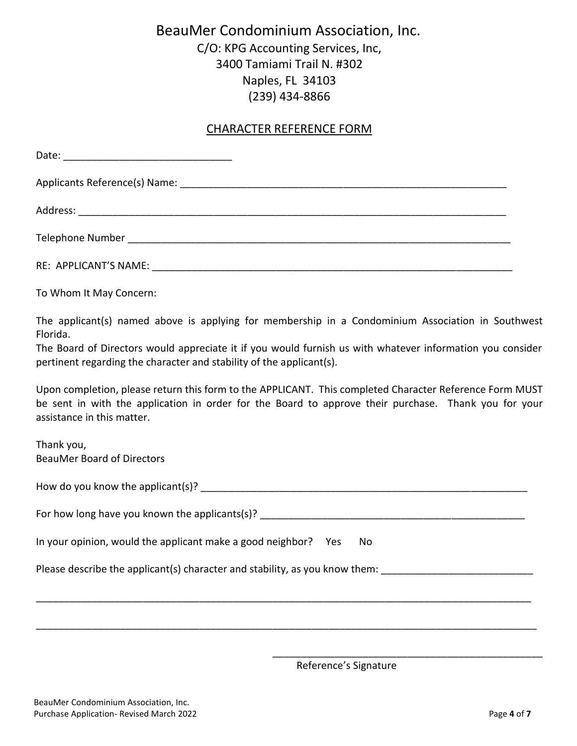# BeauMer Condominium Association, Inc.

C/O: KPG Accounting Services, Inc,
3400 Tamiami Trail N. #302
Naples, FL 34103
(239) 434-8866

## CHARACTER REFERENCE FORM

Date: ______________________________

Applicants Reference(s) Name: ____________________________________________________________

Address: ______________________________________________________________________________

Telephone Number ______________________________________________________________________

RE: APPLICANT'S NAME: __________________________________________________________________

To Whom It May Concern:

The applicant(s) named above is applying for membership in a Condominium Association in Southwest Florida.
The Board of Directors would appreciate it if you would furnish us with whatever information you consider pertinent regarding the character and stability of the applicant(s).

Upon completion, please return this form to the APPLICANT. This completed Character Reference Form MUST be sent in with the application in order for the Board to approve their purchase. Thank you for your assistance in this matter.

Thank you,
BeauMer Board of Directors

How do you know the applicant(s)? ____________________________________________________________

For how long have you known the applicants(s)? ________________________________________________

In your opinion, would the applicant make a good neighbor? Yes No

Please describe the applicant(s) character and stability, as you know them: ___________________________

_____________________________________________________________________________________

_____________________________________________________________________________________

_____________________________________________
Reference's Signature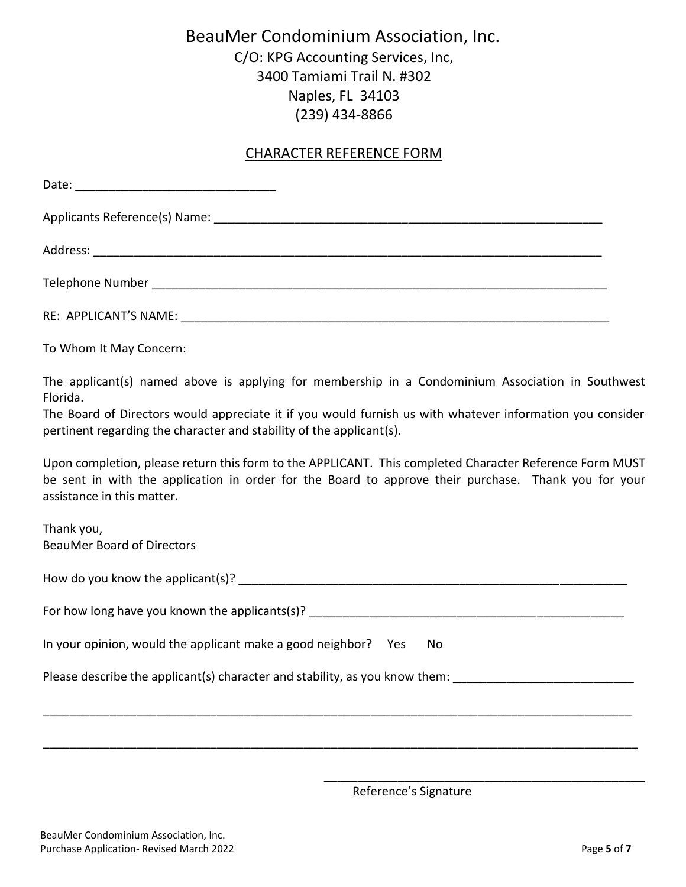# BeauMer Condominium Association, Inc.

C/O: KPG Accounting Services, Inc,
3400 Tamiami Trail N. #302
Naples, FL 34103
(239) 434-8866

## CHARACTER REFERENCE FORM

Date: _____________________________

Applicants Reference(s) Name: ___________________________________________________________

Address: ______________________________________________________________________________

Telephone Number ______________________________________________________________________

RE: APPLICANT'S NAME: __________________________________________________________________

To Whom It May Concern:

The applicant(s) named above is applying for membership in a Condominium Association in Southwest Florida.
The Board of Directors would appreciate it if you would furnish us with whatever information you consider pertinent regarding the character and stability of the applicant(s).

Upon completion, please return this form to the APPLICANT. This completed Character Reference Form MUST be sent in with the application in order for the Board to approve their purchase. Thank you for your assistance in this matter.

Thank you,
BeauMer Board of Directors

How do you know the applicant(s)? ______________________________________________________________

For how long have you known the applicants(s)? ________________________________________________

In your opinion, would the applicant make a good neighbor? Yes No

Please describe the applicant(s) character and stability, as you know them: ___________________________

______________________________________________________________________________________________

______________________________________________________________________________________________

_________________________________________________
Reference's Signature

BeauMer Condominium Association, Inc.
Purchase Application- Revised March 2022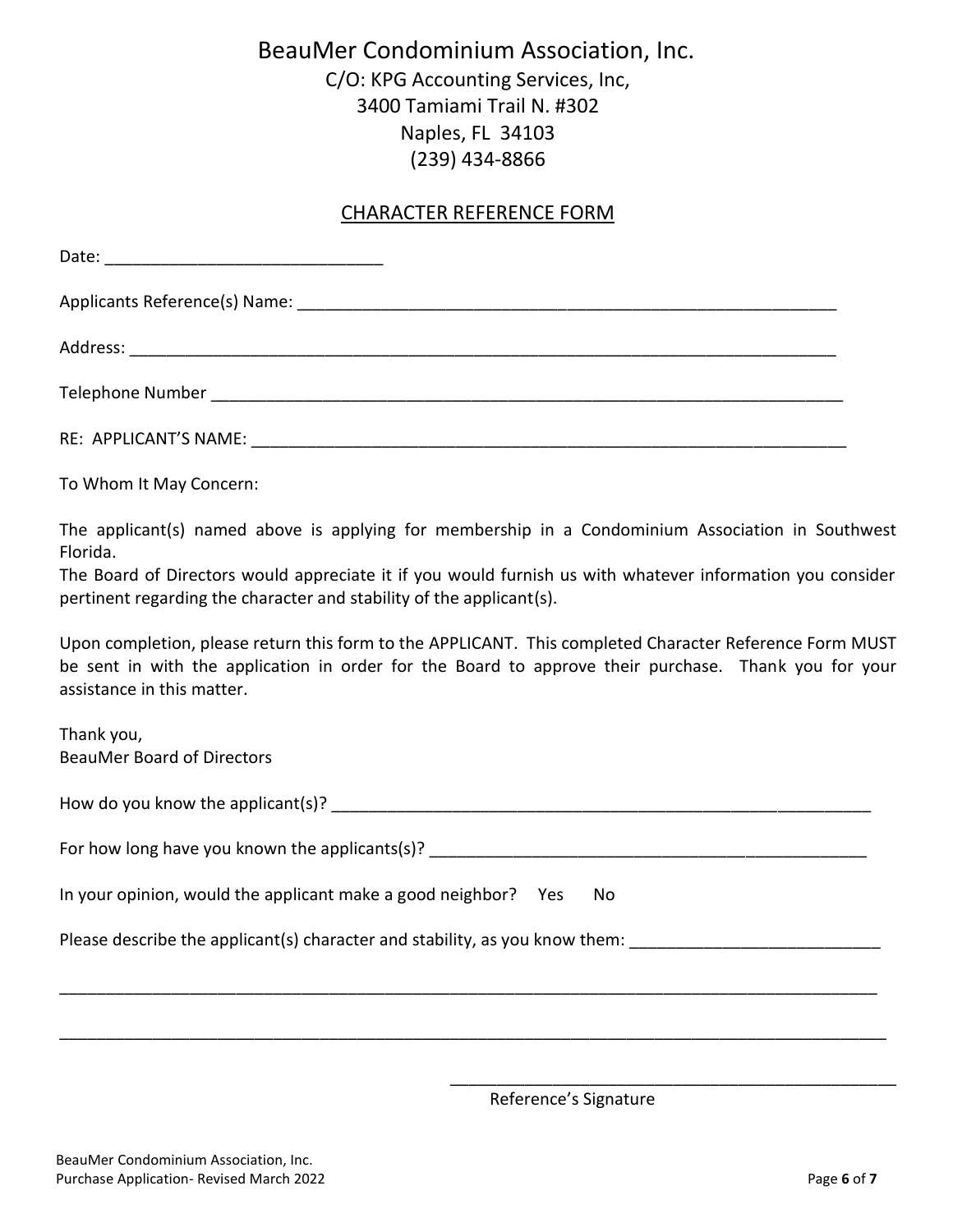# BeauMer Condominium Association, Inc.

C/O: KPG Accounting Services, Inc,
3400 Tamiami Trail N. #302
Naples, FL 34103
(239) 434-8866

## CHARACTER REFERENCE FORM

Date: ______________________________

Applicants Reference(s) Name: ___________________________________________________________

Address: ____________________________________________________________________________

Telephone Number ____________________________________________________________________

RE: APPLICANT'S NAME: ________________________________________________________________

To Whom It May Concern:

The applicant(s) named above is applying for membership in a Condominium Association in Southwest Florida.
The Board of Directors would appreciate it if you would furnish us with whatever information you consider pertinent regarding the character and stability of the applicant(s).

Upon completion, please return this form to the APPLICANT. This completed Character Reference Form MUST be sent in with the application in order for the Board to approve their purchase. Thank you for your assistance in this matter.

Thank you,
BeauMer Board of Directors

How do you know the applicant(s)? ____________________________________________________________

For how long have you known the applicants(s)? ________________________________________________

In your opinion, would the applicant make a good neighbor? Yes No

Please describe the applicant(s) character and stability, as you know them: __________________________

_____________________________________________________________________________________________

_____________________________________________________________________________________________

_________________________________________________
Reference's Signature

BeauMer Condominium Association, Inc.
Purchase Application- Revised March 2022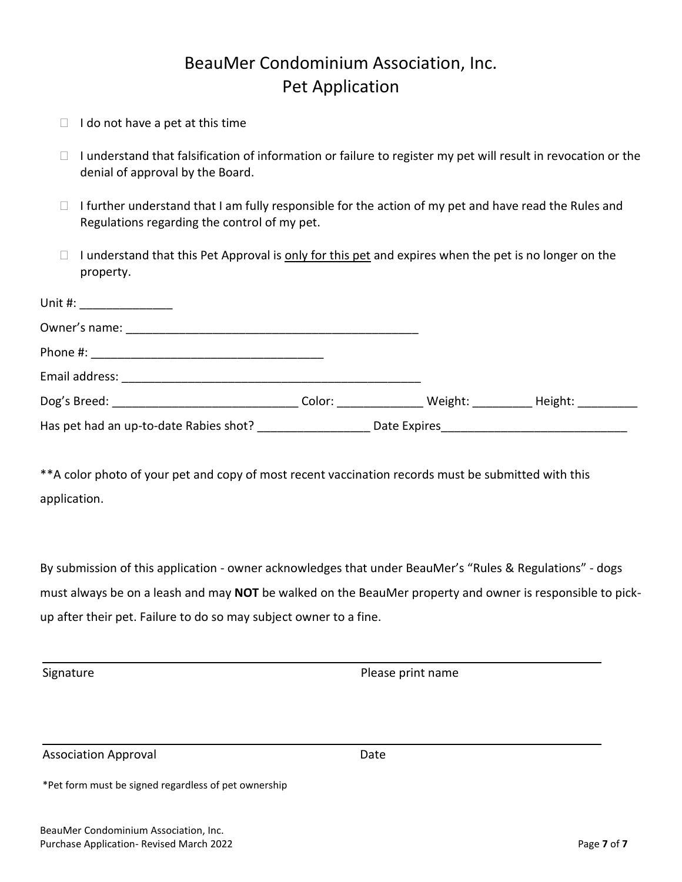# BeauMer Condominium Association, Inc.
# Pet Application

- ☐ I do not have a pet at this time
- ☐ I understand that falsification of information or failure to register my pet will result in revocation or the denial of approval by the Board.
- ☐ I further understand that I am fully responsible for the action of my pet and have read the Rules and Regulations regarding the control of my pet.
- ☐ I understand that this Pet Approval is <u>only for this pet</u> and expires when the pet is no longer on the property.

Unit #: ______________

Owner's name: ______________________________________________

Phone #: ____________________________________

Email address: ________________________________________________

Dog's Breed: _____________________________ Color: _____________ Weight: _________ Height: _________

Has pet had an up-to-date Rabies shot? _________________ Date Expires____________________________

**A color photo of your pet and copy of most recent vaccination records must be submitted with this application.

By submission of this application - owner acknowledges that under BeauMer's "Rules & Regulations" - dogs must always be on a leash and may **NOT** be walked on the BeauMer property and owner is responsible to pick-up after their pet. Failure to do so may subject owner to a fine.

______________________________________________________________________

Signature                                                                                   Please print name

______________________________________________________________________

Association Approval                                                                   Date

*Pet form must be signed regardless of pet ownership

BeauMer Condominium Association, Inc.
Purchase Application- Revised March 2022